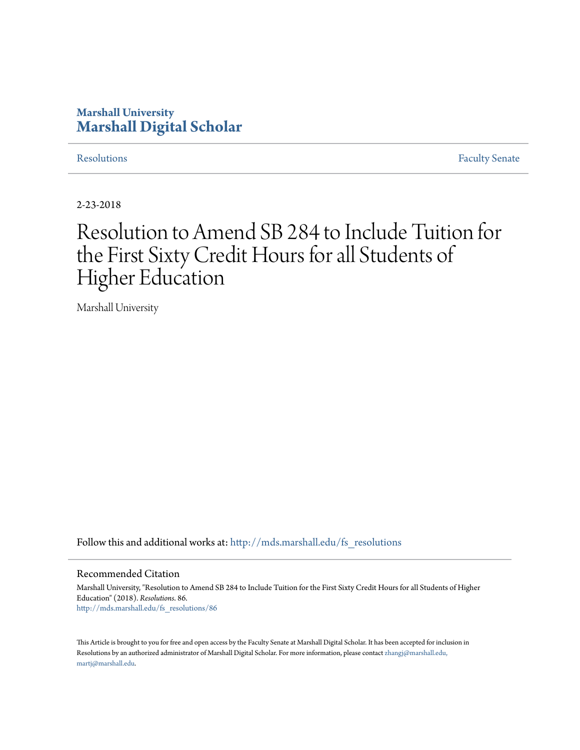Marshall University
**Marshall Digital Scholar**

Resolutions | Faculty Senate

2-23-2018

# Resolution to Amend SB 284 to Include Tuition for the First Sixty Credit Hours for all Students of Higher Education

Marshall University

Follow this and additional works at: http://mds.marshall.edu/fs_resolutions

## Recommended Citation

Marshall University, "Resolution to Amend SB 284 to Include Tuition for the First Sixty Credit Hours for all Students of Higher Education" (2018). *Resolutions*. 86.
http://mds.marshall.edu/fs_resolutions/86

This Article is brought to you for free and open access by the Faculty Senate at Marshall Digital Scholar. It has been accepted for inclusion in Resolutions by an authorized administrator of Marshall Digital Scholar. For more information, please contact zhangj@marshall.edu, martj@marshall.edu.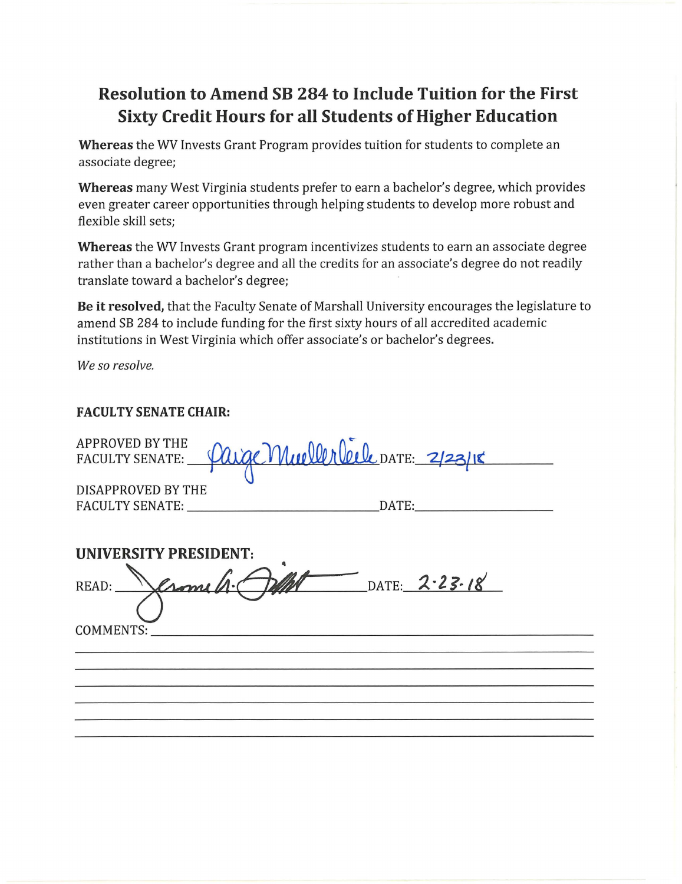# Resolution to Amend SB 284 to Include Tuition for the First Sixty Credit Hours for all Students of Higher Education

**Whereas** the WV Invests Grant Program provides tuition for students to complete an associate degree;

**Whereas** many West Virginia students prefer to earn a bachelor's degree, which provides even greater career opportunities through helping students to develop more robust and flexible skill sets;

**Whereas** the WV Invests Grant program incentivizes students to earn an associate degree rather than a bachelor's degree and all the credits for an associate's degree do not readily translate toward a bachelor's degree;

**Be it resolved,** that the Faculty Senate of Marshall University encourages the legislature to amend SB 284 to include funding for the first sixty hours of all accredited academic institutions in West Virginia which offer associate's or bachelor's degrees.

*We so resolve.*

**FACULTY SENATE CHAIR:**

APPROVED BY THE FACULTY SENATE: Paige Muellerleile DATE: 2/23/18

DISAPPROVED BY THE FACULTY SENATE: ____________ DATE: ____________

**UNIVERSITY PRESIDENT:**

READ: Jerome A. Gilbert DATE: 2-23-18

COMMENTS: ____________